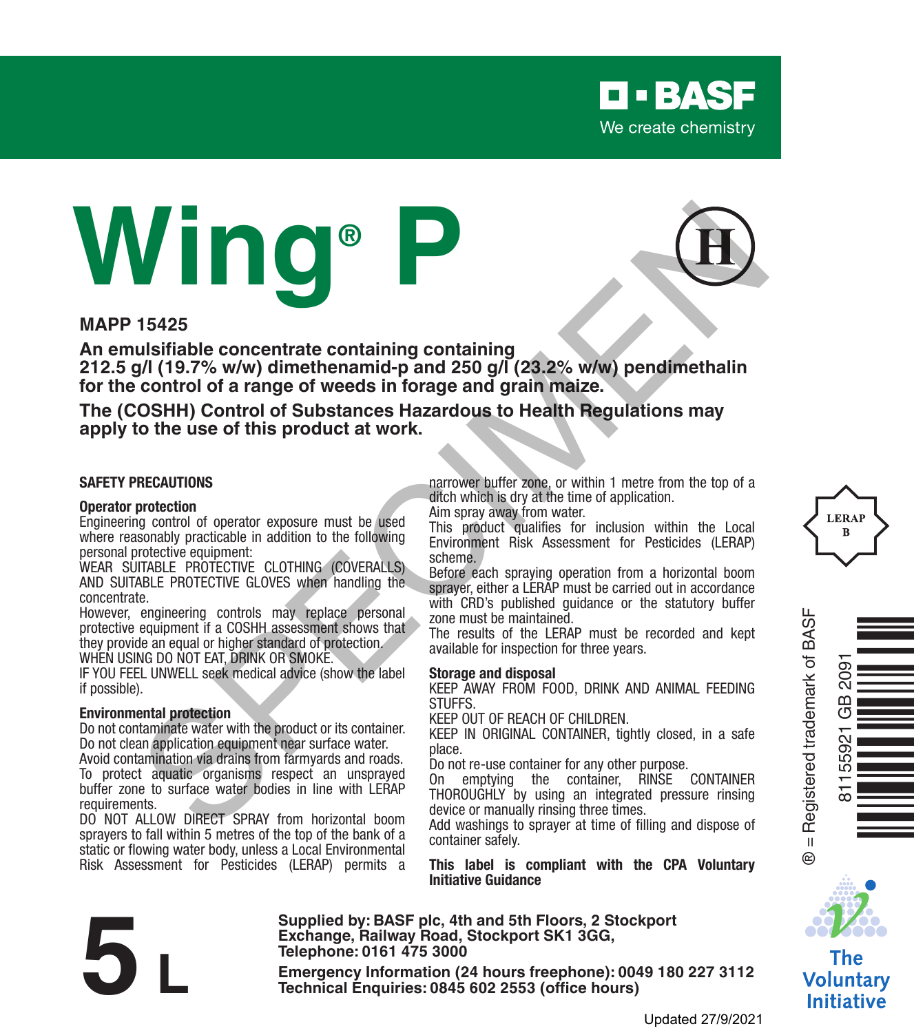BASF

We create chemistry

# Wing® P

(H)

**MAPP 15425**

**An emulsifiable concentrate containing containing 212.5 g/l (19.7% w/w) dimethenamid-p and 250 g/l (23.2% w/w) pendimethalin for the control of a range of weeds in forage and grain maize.**

**The (COSHH) Control of Substances Hazardous to Health Regulations may apply to the use of this product at work.**

## SAFETY PRECAUTIONS

### Operator protection

Engineering control of operator exposure must be used where reasonably practicable in addition to the following personal protective equipment:

WEAR SUITABLE PROTECTIVE CLOTHING (COVERALLS) AND SUITABLE PROTECTIVE GLOVES when handling the concentrate.

However, engineering controls may replace personal protective equipment if a COSHH assessment shows that they provide an equal or higher standard of protection.

WHEN USING DO NOT EAT, DRINK OR SMOKE.

IF YOU FEEL UNWELL seek medical advice (show the label if possible).

### Environmental protection

Do not contaminate water with the product or its container.

Do not clean application equipment near surface water.

Avoid contamination via drains from farmyards and roads.

To protect aquatic organisms respect an unsprayed buffer zone to surface water bodies in line with LERAP requirements.

DO NOT ALLOW DIRECT SPRAY from horizontal boom sprayers to fall within 5 metres of the top of the bank of a static or flowing water body, unless a Local Environmental Risk Assessment for Pesticides (LERAP) permits a narrower buffer zone, or within 1 metre from the top of a ditch which is dry at the time of application.

Aim spray away from water.

This product qualifies for inclusion within the Local Environment Risk Assessment for Pesticides (LERAP) scheme.

Before each spraying operation from a horizontal boom sprayer, either a LERAP must be carried out in accordance with CRD's published guidance or the statutory buffer zone must be maintained.

The results of the LERAP must be recorded and kept available for inspection for three years.

### Storage and disposal

KEEP AWAY FROM FOOD, DRINK AND ANIMAL FEEDING STUFFS.

KEEP OUT OF REACH OF CHILDREN.

KEEP IN ORIGINAL CONTAINER, tightly closed, in a safe place.

Do not re-use container for any other purpose.

On emptying the container, RINSE CONTAINER THOROUGHLY by using an integrated pressure rinsing device or manually rinsing three times.

Add washings to sprayer at time of filling and dispose of container safely.

**This label is compliant with the CPA Voluntary Initiative Guidance**

LERAP B

® = Registered trademark of BASF

81155921 GB 2091

The Voluntary Initiative

# 5 L

**Supplied by: BASF plc, 4th and 5th Floors, 2 Stockport Exchange, Railway Road, Stockport SK1 3GG, Telephone: 0161 475 3000**

**Emergency Information (24 hours freephone): 0049 180 227 3112**
**Technical Enquiries: 0845 602 2553 (office hours)**

Updated 27/9/2021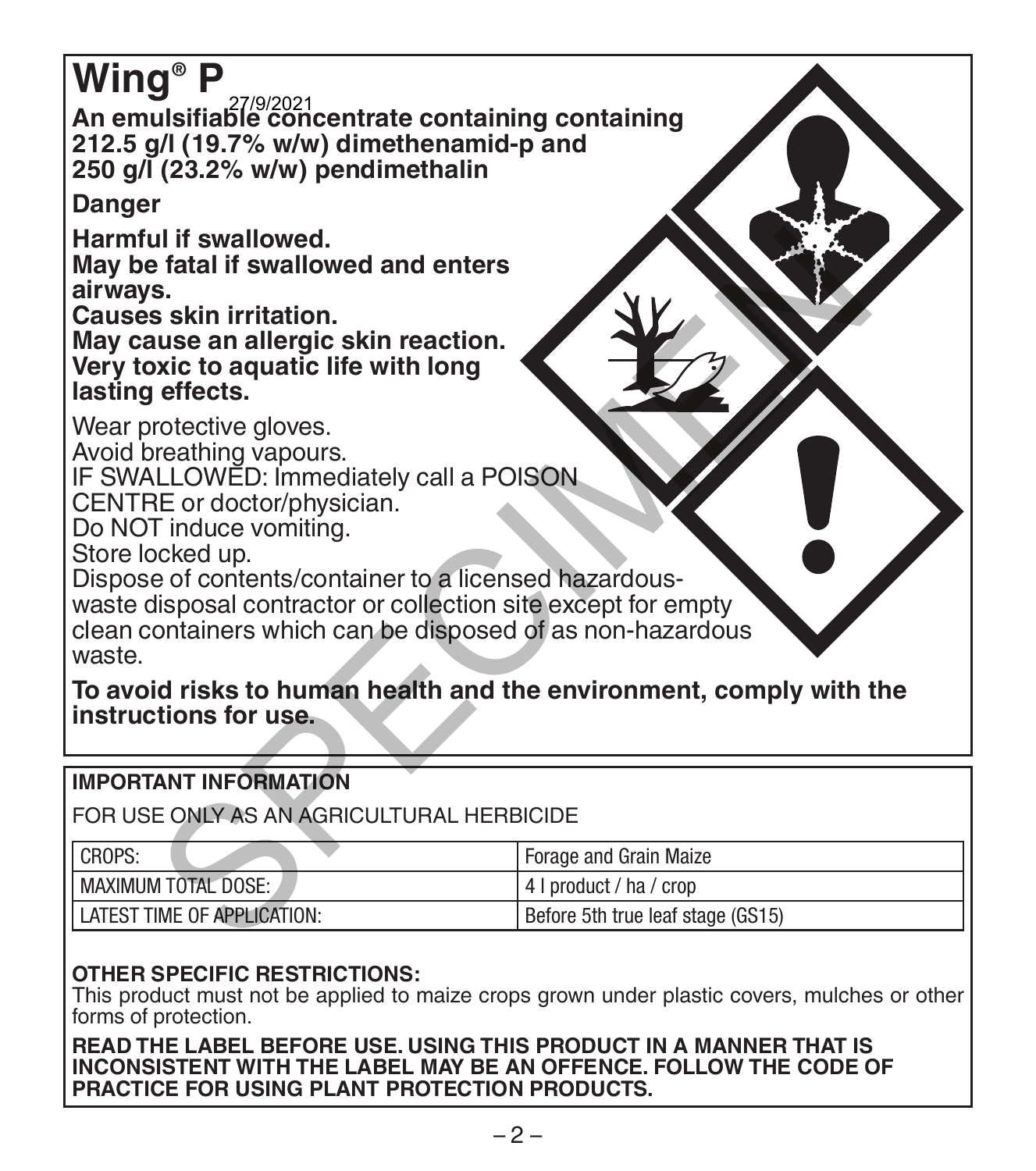# Wing® P

27/9/2021

**An emulsifiable concentrate containing containing 212.5 g/l (19.7% w/w) dimethenamid-p and 250 g/l (23.2% w/w) pendimethalin**

**Danger**

**Harmful if swallowed.**
**May be fatal if swallowed and enters airways.**
**Causes skin irritation.**
**May cause an allergic skin reaction.**
**Very toxic to aquatic life with long lasting effects.**

Wear protective gloves.
Avoid breathing vapours.
IF SWALLOWED: Immediately call a POISON CENTRE or doctor/physician.
Do NOT induce vomiting.
Store locked up.
Dispose of contents/container to a licensed hazardous-waste disposal contractor or collection site except for empty clean containers which can be disposed of as non-hazardous waste.

**To avoid risks to human health and the environment, comply with the instructions for use.**

**IMPORTANT INFORMATION**

FOR USE ONLY AS AN AGRICULTURAL HERBICIDE

| CROPS: | Forage and Grain Maize |
|---|---|
| MAXIMUM TOTAL DOSE: | 4 l product / ha / crop |
| LATEST TIME OF APPLICATION: | Before 5th true leaf stage (GS15) |

**OTHER SPECIFIC RESTRICTIONS:**
This product must not be applied to maize crops grown under plastic covers, mulches or other forms of protection.

**READ THE LABEL BEFORE USE. USING THIS PRODUCT IN A MANNER THAT IS INCONSISTENT WITH THE LABEL MAY BE AN OFFENCE. FOLLOW THE CODE OF PRACTICE FOR USING PLANT PROTECTION PRODUCTS.**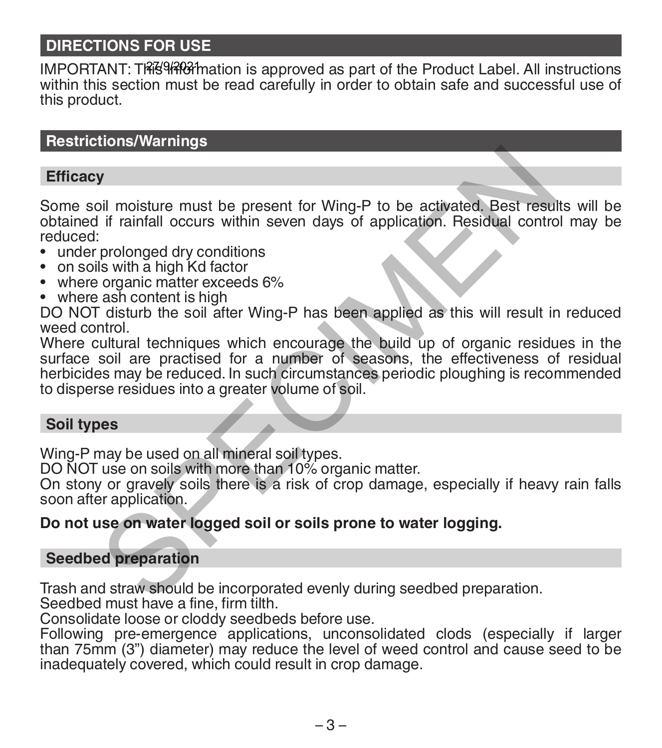## DIRECTIONS FOR USE

IMPORTANT: This information is approved as part of the Product Label. All instructions within this section must be read carefully in order to obtain safe and successful use of this product.

## Restrictions/Warnings

### Efficacy

Some soil moisture must be present for Wing-P to be activated. Best results will be obtained if rainfall occurs within seven days of application. Residual control may be reduced:

- under prolonged dry conditions
- on soils with a high Kd factor
- where organic matter exceeds 6%
- where ash content is high

DO NOT disturb the soil after Wing-P has been applied as this will result in reduced weed control.

Where cultural techniques which encourage the build up of organic residues in the surface soil are practised for a number of seasons, the effectiveness of residual herbicides may be reduced. In such circumstances periodic ploughing is recommended to disperse residues into a greater volume of soil.

### Soil types

Wing-P may be used on all mineral soil types.

DO NOT use on soils with more than 10% organic matter.

On stony or gravely soils there is a risk of crop damage, especially if heavy rain falls soon after application.

**Do not use on water logged soil or soils prone to water logging.**

### Seedbed preparation

Trash and straw should be incorporated evenly during seedbed preparation.

Seedbed must have a fine, firm tilth.

Consolidate loose or cloddy seedbeds before use.

Following pre-emergence applications, unconsolidated clods (especially if larger than 75mm (3") diameter) may reduce the level of weed control and cause seed to be inadequately covered, which could result in crop damage.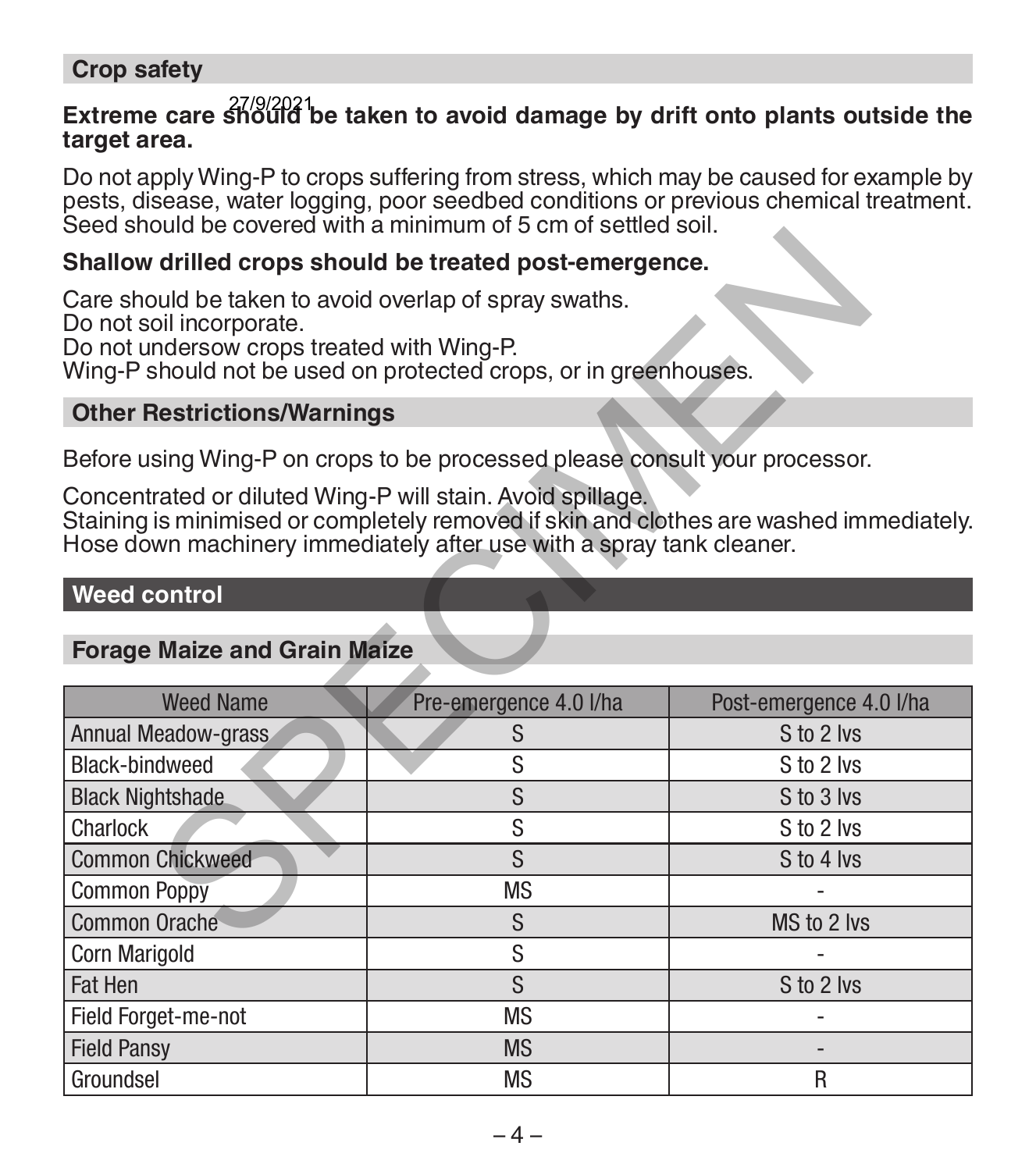## Crop safety

**Extreme care should be taken to avoid damage by drift onto plants outside the target area.**

Do not apply Wing-P to crops suffering from stress, which may be caused for example by pests, disease, water logging, poor seedbed conditions or previous chemical treatment. Seed should be covered with a minimum of 5 cm of settled soil.

**Shallow drilled crops should be treated post-emergence.**

Care should be taken to avoid overlap of spray swaths.
Do not soil incorporate.
Do not undersow crops treated with Wing-P.
Wing-P should not be used on protected crops, or in greenhouses.

## Other Restrictions/Warnings

Before using Wing-P on crops to be processed please consult your processor.

Concentrated or diluted Wing-P will stain. Avoid spillage.
Staining is minimised or completely removed if skin and clothes are washed immediately.
Hose down machinery immediately after use with a spray tank cleaner.

## Weed control

### Forage Maize and Grain Maize

| Weed Name | Pre-emergence 4.0 l/ha | Post-emergence 4.0 l/ha |
|---|---|---|
| Annual Meadow-grass | S | S to 2 lvs |
| Black-bindweed | S | S to 2 lvs |
| Black Nightshade | S | S to 3 lvs |
| Charlock | S | S to 2 lvs |
| Common Chickweed | S | S to 4 lvs |
| Common Poppy | MS | - |
| Common Orache | S | MS to 2 lvs |
| Corn Marigold | S | - |
| Fat Hen | S | S to 2 lvs |
| Field Forget-me-not | MS | - |
| Field Pansy | MS | - |
| Groundsel | MS | R |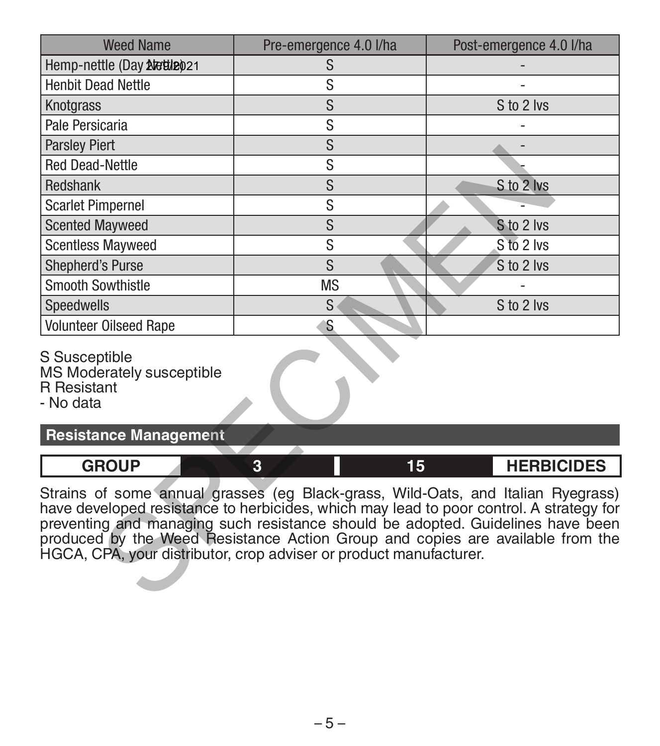| Weed Name | Pre-emergence 4.0 l/ha | Post-emergence 4.0 l/ha |
|---|---|---|
| Hemp-nettle (Day Nettle) | S | - |
| Henbit Dead Nettle | S | - |
| Knotgrass | S | S to 2 lvs |
| Pale Persicaria | S | - |
| Parsley Piert | S | - |
| Red Dead-Nettle | S | - |
| Redshank | S | S to 2 lvs |
| Scarlet Pimpernel | S | - |
| Scented Mayweed | S | S to 2 lvs |
| Scentless Mayweed | S | S to 2 lvs |
| Shepherd's Purse | S | S to 2 lvs |
| Smooth Sowthistle | MS | - |
| Speedwells | S | S to 2 lvs |
| Volunteer Oilseed Rape | S | |

S Susceptible
MS Moderately susceptible
R Resistant
- No data

## Resistance Management

| GROUP | 3 | 15 | HERBICIDES |
|---|---|---|---|

Strains of some annual grasses (eg Black-grass, Wild-Oats, and Italian Ryegrass) have developed resistance to herbicides, which may lead to poor control. A strategy for preventing and managing such resistance should be adopted. Guidelines have been produced by the Weed Resistance Action Group and copies are available from the HGCA, CPA, your distributor, crop adviser or product manufacturer.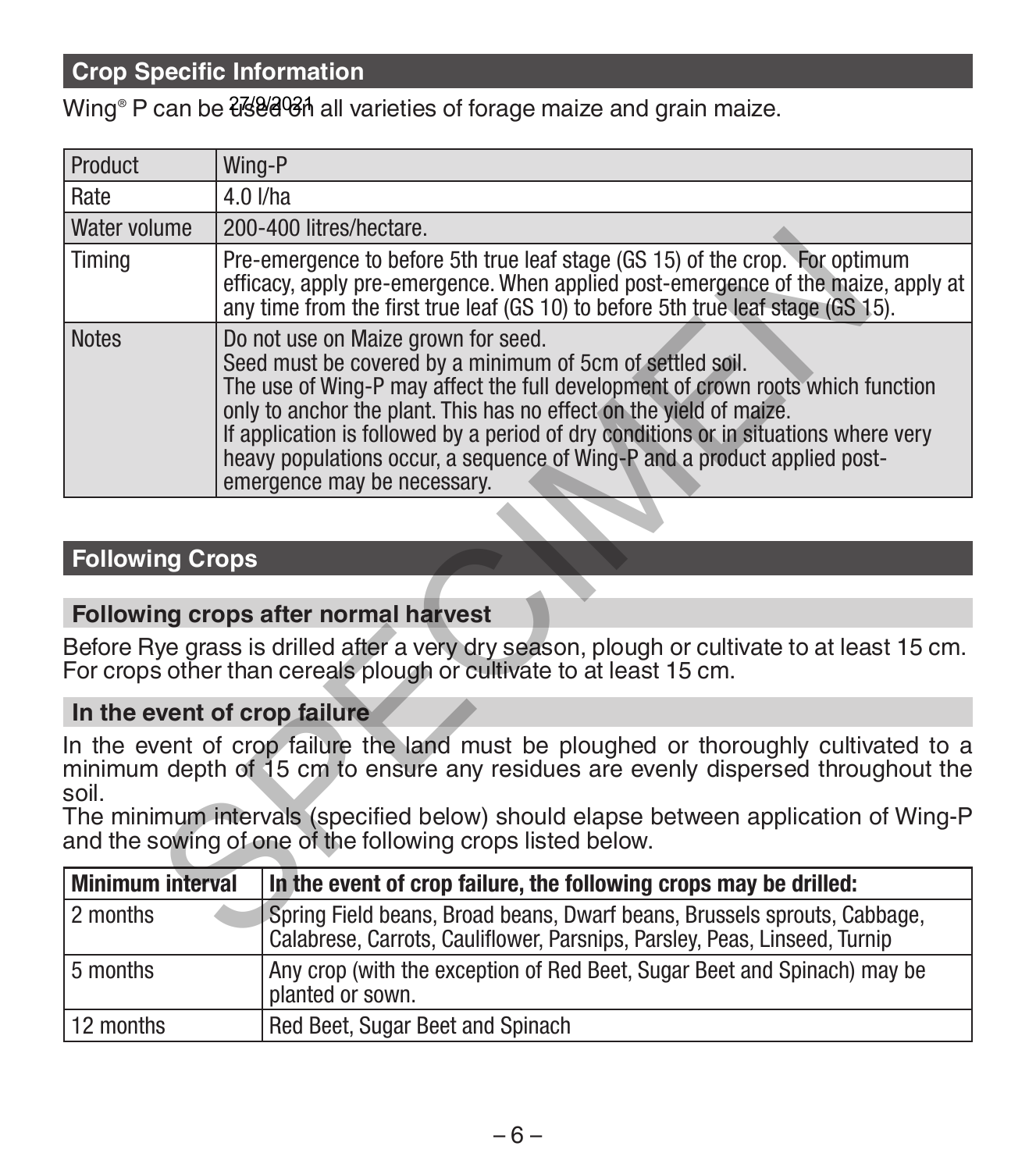## Crop Specific Information

Wing® P can be used on all varieties of forage maize and grain maize.

| Product | Wing-P |
|---|---|
| Rate | 4.0 l/ha |
| Water volume | 200-400 litres/hectare. |
| Timing | Pre-emergence to before 5th true leaf stage (GS 15) of the crop. For optimum efficacy, apply pre-emergence. When applied post-emergence of the maize, apply at any time from the first true leaf (GS 10) to before 5th true leaf stage (GS 15). |
| Notes | Do not use on Maize grown for seed. Seed must be covered by a minimum of 5cm of settled soil. The use of Wing-P may affect the full development of crown roots which function only to anchor the plant. This has no effect on the yield of maize. If application is followed by a period of dry conditions or in situations where very heavy populations occur, a sequence of Wing-P and a product applied post-emergence may be necessary. |

## Following Crops

### Following crops after normal harvest

Before Rye grass is drilled after a very dry season, plough or cultivate to at least 15 cm. For crops other than cereals plough or cultivate to at least 15 cm.

### In the event of crop failure

In the event of crop failure the land must be ploughed or thoroughly cultivated to a minimum depth of 15 cm to ensure any residues are evenly dispersed throughout the soil.

The minimum intervals (specified below) should elapse between application of Wing-P and the sowing of one of the following crops listed below.

| Minimum interval | In the event of crop failure, the following crops may be drilled: |
|---|---|
| 2 months | Spring Field beans, Broad beans, Dwarf beans, Brussels sprouts, Cabbage, Calabrese, Carrots, Cauliflower, Parsnips, Parsley, Peas, Linseed, Turnip |
| 5 months | Any crop (with the exception of Red Beet, Sugar Beet and Spinach) may be planted or sown. |
| 12 months | Red Beet, Sugar Beet and Spinach |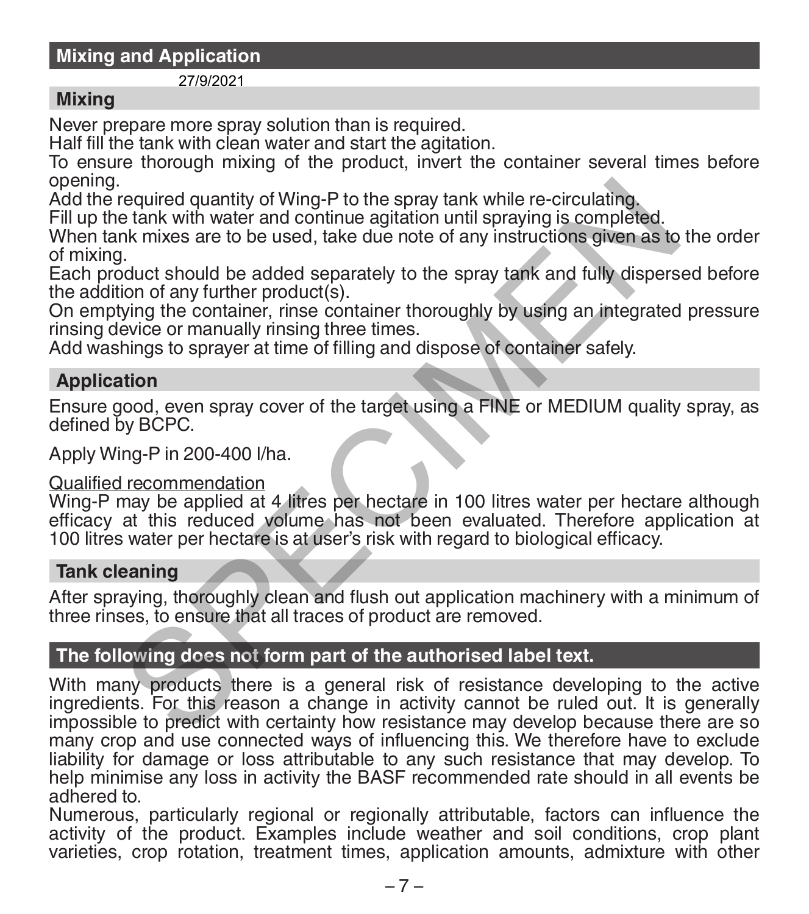## Mixing and Application

27/9/2021

### Mixing

Never prepare more spray solution than is required.
Half fill the tank with clean water and start the agitation.
To ensure thorough mixing of the product, invert the container several times before opening.
Add the required quantity of Wing-P to the spray tank while re-circulating.
Fill up the tank with water and continue agitation until spraying is completed.
When tank mixes are to be used, take due note of any instructions given as to the order of mixing.
Each product should be added separately to the spray tank and fully dispersed before the addition of any further product(s).
On emptying the container, rinse container thoroughly by using an integrated pressure rinsing device or manually rinsing three times.
Add washings to sprayer at time of filling and dispose of container safely.

### Application

Ensure good, even spray cover of the target using a FINE or MEDIUM quality spray, as defined by BCPC.

Apply Wing-P in 200-400 l/ha.

Qualified recommendation
Wing-P may be applied at 4 litres per hectare in 100 litres water per hectare although efficacy at this reduced volume has not been evaluated. Therefore application at 100 litres water per hectare is at user's risk with regard to biological efficacy.

### Tank cleaning

After spraying, thoroughly clean and flush out application machinery with a minimum of three rinses, to ensure that all traces of product are removed.

## The following does not form part of the authorised label text.

With many products there is a general risk of resistance developing to the active ingredients. For this reason a change in activity cannot be ruled out. It is generally impossible to predict with certainty how resistance may develop because there are so many crop and use connected ways of influencing this. We therefore have to exclude liability for damage or loss attributable to any such resistance that may develop. To help minimise any loss in activity the BASF recommended rate should in all events be adhered to.
Numerous, particularly regional or regionally attributable, factors can influence the activity of the product. Examples include weather and soil conditions, crop plant varieties, crop rotation, treatment times, application amounts, admixture with other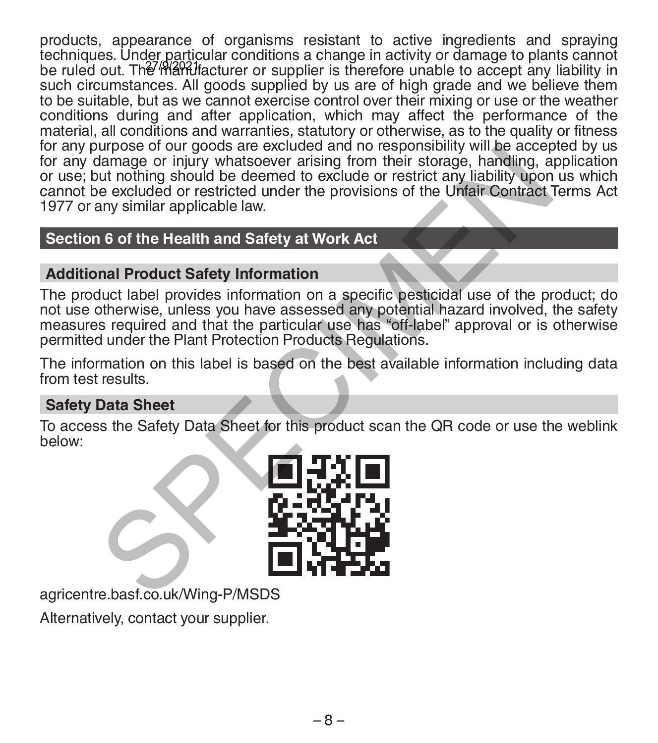products, appearance of organisms resistant to active ingredients and spraying techniques. Under particular conditions a change in activity or damage to plants cannot be ruled out. The manufacturer or supplier is therefore unable to accept any liability in such circumstances. All goods supplied by us are of high grade and we believe them to be suitable, but as we cannot exercise control over their mixing or use or the weather conditions during and after application, which may affect the performance of the material, all conditions and warranties, statutory or otherwise, as to the quality or fitness for any purpose of our goods are excluded and no responsibility will be accepted by us for any damage or injury whatsoever arising from their storage, handling, application or use; but nothing should be deemed to exclude or restrict any liability upon us which cannot be excluded or restricted under the provisions of the Unfair Contract Terms Act 1977 or any similar applicable law.

## Section 6 of the Health and Safety at Work Act

### Additional Product Safety Information

The product label provides information on a specific pesticidal use of the product; do not use otherwise, unless you have assessed any potential hazard involved, the safety measures required and that the particular use has "off-label" approval or is otherwise permitted under the Plant Protection Products Regulations.

The information on this label is based on the best available information including data from test results.

### Safety Data Sheet

To access the Safety Data Sheet for this product scan the QR code or use the weblink below:

agricentre.basf.co.uk/Wing-P/MSDS

Alternatively, contact your supplier.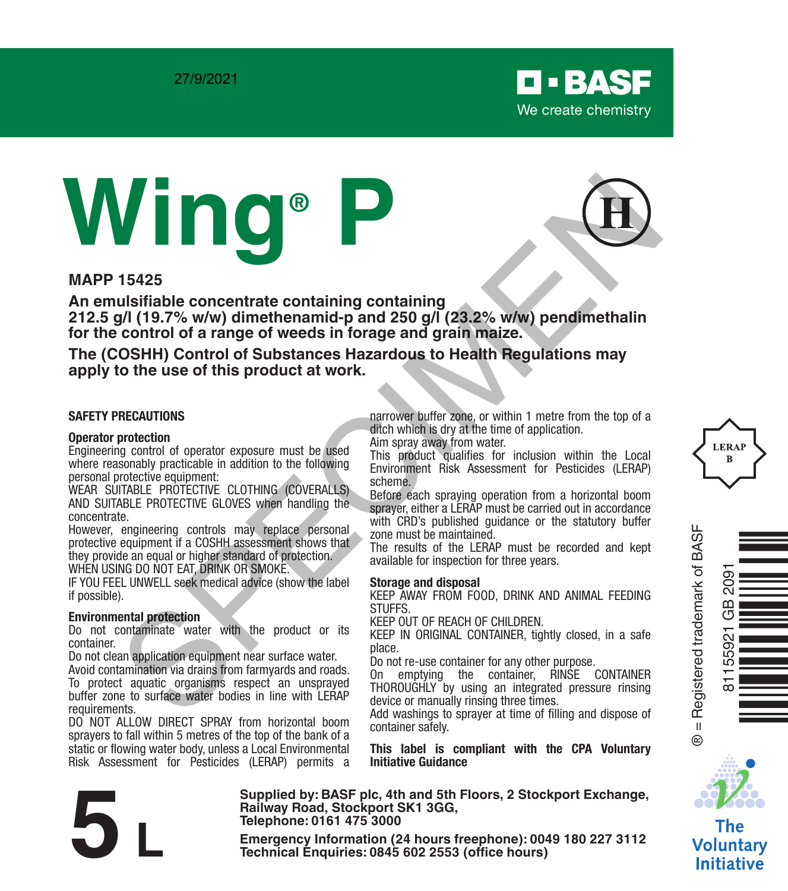27/9/2021

BASF
We create chemistry

# Wing® P

**MAPP 15425**

**An emulsifiable concentrate containing containing 212.5 g/l (19.7% w/w) dimethenamid-p and 250 g/l (23.2% w/w) pendimethalin for the control of a range of weeds in forage and grain maize.**

**The (COSHH) Control of Substances Hazardous to Health Regulations may apply to the use of this product at work.**

SPECIMEN

## SAFETY PRECAUTIONS

### Operator protection

Engineering control of operator exposure must be used where reasonably practicable in addition to the following personal protective equipment:

WEAR SUITABLE PROTECTIVE CLOTHING (COVERALLS) AND SUITABLE PROTECTIVE GLOVES when handling the concentrate.

However, engineering controls may replace personal protective equipment if a COSHH assessment shows that they provide an equal or higher standard of protection.

WHEN USING DO NOT EAT, DRINK OR SMOKE.

IF YOU FEEL UNWELL seek medical advice (show the label if possible).

### Environmental protection

Do not contaminate water with the product or its container.

Do not clean application equipment near surface water.

Avoid contamination via drains from farmyards and roads.

To protect aquatic organisms respect an unsprayed buffer zone to surface water bodies in line with LERAP requirements.

DO NOT ALLOW DIRECT SPRAY from horizontal boom sprayers to fall within 5 metres of the top of the bank of a static or flowing water body, unless a Local Environmental Risk Assessment for Pesticides (LERAP) permits a narrower buffer zone, or within 1 metre from the top of a ditch which is dry at the time of application.

Aim spray away from water.

This product qualifies for inclusion within the Local Environment Risk Assessment for Pesticides (LERAP) scheme.

Before each spraying operation from a horizontal boom sprayer, either a LERAP must be carried out in accordance with CRD's published guidance or the statutory buffer zone must be maintained.

The results of the LERAP must be recorded and kept available for inspection for three years.

### Storage and disposal

KEEP AWAY FROM FOOD, DRINK AND ANIMAL FEEDING STUFFS.

KEEP OUT OF REACH OF CHILDREN.

KEEP IN ORIGINAL CONTAINER, tightly closed, in a safe place.

Do not re-use container for any other purpose.

On emptying the container, RINSE CONTAINER THOROUGHLY by using an integrated pressure rinsing device or manually rinsing three times.

Add washings to sprayer at time of filling and dispose of container safely.

**This label is compliant with the CPA Voluntary Initiative Guidance**

LERAP B

® = Registered trademark of BASF

81155921 GB 2091

The Voluntary Initiative

# 5 L

**Supplied by: BASF plc, 4th and 5th Floors, 2 Stockport Exchange, Railway Road, Stockport SK1 3GG, Telephone: 0161 475 3000**

**Emergency Information (24 hours freephone): 0049 180 227 3112**
**Technical Enquiries: 0845 602 2553 (office hours)**